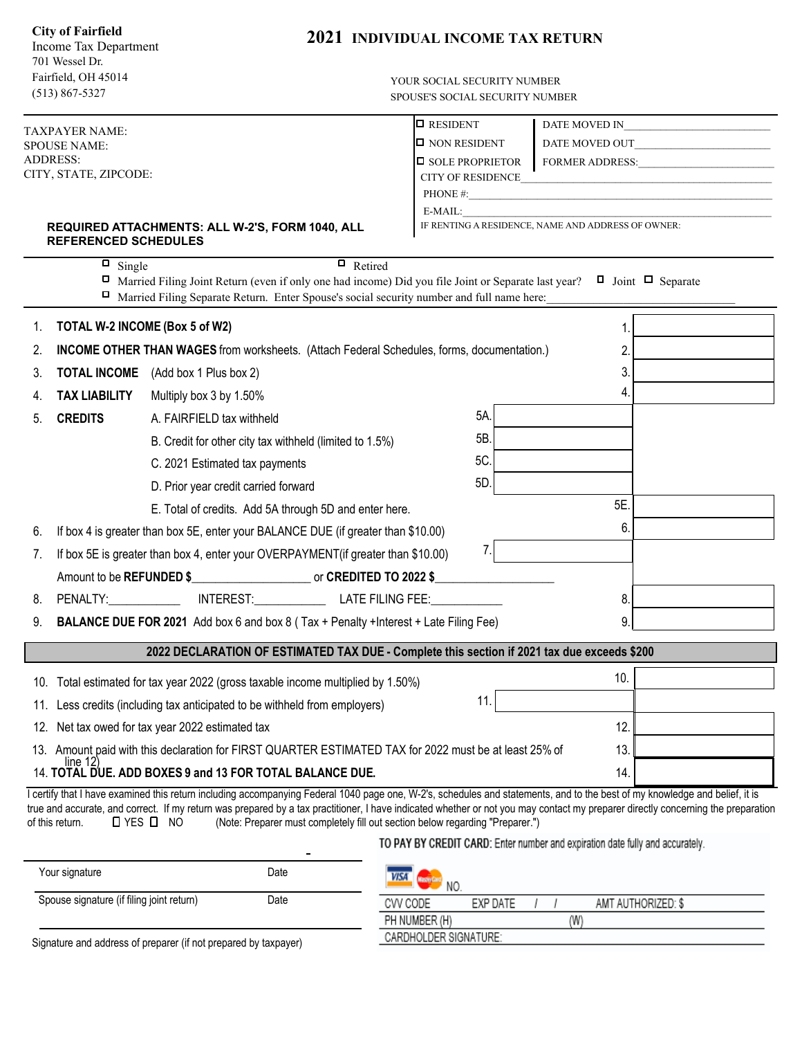**City of Fairfield**
Income Tax Department
701 Wessel Dr.
Fairfield, OH 45014
(513) 867-5327

# 2021 INDIVIDUAL INCOME TAX RETURN

YOUR SOCIAL SECURITY NUMBER
SPOUSE'S SOCIAL SECURITY NUMBER

TAXPAYER NAME:
SPOUSE NAME:
ADDRESS:
CITY, STATE, ZIPCODE:

**REQUIRED ATTACHMENTS: ALL W-2'S, FORM 1040, ALL REFERENCED SCHEDULES**

☐ RESIDENT DATE MOVED IN\_\_\_\_\_\_\_\_\_\_\_\_\_\_\_\_\_\_\_\_
☐ NON RESIDENT DATE MOVED OUT\_\_\_\_\_\_\_\_\_\_\_\_\_\_\_\_\_\_\_\_
☐ SOLE PROPRIETOR FORMER ADDRESS:\_\_\_\_\_\_\_\_\_\_\_\_\_\_\_\_\_\_\_\_
CITY OF RESIDENCE\_\_\_\_\_\_\_\_\_\_\_\_\_\_\_\_\_\_\_\_
PHONE #:\_\_\_\_\_\_\_\_\_\_\_\_\_\_\_\_\_\_\_\_
E-MAIL:\_\_\_\_\_\_\_\_\_\_\_\_\_\_\_\_\_\_\_\_
IF RENTING A RESIDENCE, NAME AND ADDRESS OF OWNER:

☐ Single ☐ Retired
☐ Married Filing Joint Return (even if only one had income) Did you file Joint or Separate last year? ☐ Joint ☐ Separate
☐ Married Filing Separate Return. Enter Spouse's social security number and full name here:\_\_\_\_\_\_\_\_\_\_\_\_\_\_\_\_\_\_\_\_

| | | | |
|---|---|---|---|
| 1. | **TOTAL W-2 INCOME (Box 5 of W2)** | | 1. |
| 2. | **INCOME OTHER THAN WAGES** from worksheets. (Attach Federal Schedules, forms, documentation.) | | 2. |
| 3. | **TOTAL INCOME** (Add box 1 Plus box 2) | | 3. |
| 4. | **TAX LIABILITY** Multiply box 3 by 1.50% | | 4. |
| 5. | **CREDITS** A. FAIRFIELD tax withheld | 5A. | |
| | B. Credit for other city tax withheld (limited to 1.5%) | 5B. | |
| | C. 2021 Estimated tax payments | 5C. | |
| | D. Prior year credit carried forward | 5D. | |
| | E. Total of credits. Add 5A through 5D and enter here. | | 5E. |
| 6. | If box 4 is greater than box 5E, enter your BALANCE DUE (if greater than $10.00) | | 6. |
| 7. | If box 5E is greater than box 4, enter your OVERPAYMENT(if greater than $10.00) | 7. | |
| | Amount to be **REFUNDED $**\_\_\_\_\_\_\_\_\_\_\_\_ or **CREDITED TO 2022 $**\_\_\_\_\_\_\_\_\_\_\_\_ | | |
| 8. | PENALTY:\_\_\_\_\_\_\_\_ INTEREST:\_\_\_\_\_\_\_\_ LATE FILING FEE:\_\_\_\_\_\_\_\_ | | 8. |
| 9. | **BALANCE DUE FOR 2021** Add box 6 and box 8 ( Tax + Penalty +Interest + Late Filing Fee) | | 9. |

**2022 DECLARATION OF ESTIMATED TAX DUE - Complete this section if 2021 tax due exceeds $200**

| | | | |
|---|---|---|---|
| 10. | Total estimated for tax year 2022 (gross taxable income multiplied by 1.50%) | | 10. |
| 11. | Less credits (including tax anticipated to be withheld from employers) | 11. | |
| 12. | Net tax owed for tax year 2022 estimated tax | | 12. |
| 13. | Amount paid with this declaration for FIRST QUARTER ESTIMATED TAX for 2022 must be at least 25% of line 12) | | 13. |
| 14. | **TOTAL DUE. ADD BOXES 9 and 13 FOR TOTAL BALANCE DUE.** | | 14. |

I certify that I have examined this return including accompanying Federal 1040 page one, W-2's, schedules and statements, and to the best of my knowledge and belief, it is true and accurate, and correct. If my return was prepared by a tax practitioner, I have indicated whether or not you may contact my preparer directly concerning the preparation of this return. ☐ YES ☐ NO (Note: Preparer must completely fill out section below regarding "Preparer.")

Your signature Date

Spouse signature (if filing joint return) Date

Signature and address of preparer (if not prepared by taxpayer)

**TO PAY BY CREDIT CARD:** Enter number and expiration date fully and accurately.

VISA MasterCard NO.
CVV CODE EXP DATE / / AMT AUTHORIZED: $
PH NUMBER (H) (W)
CARDHOLDER SIGNATURE: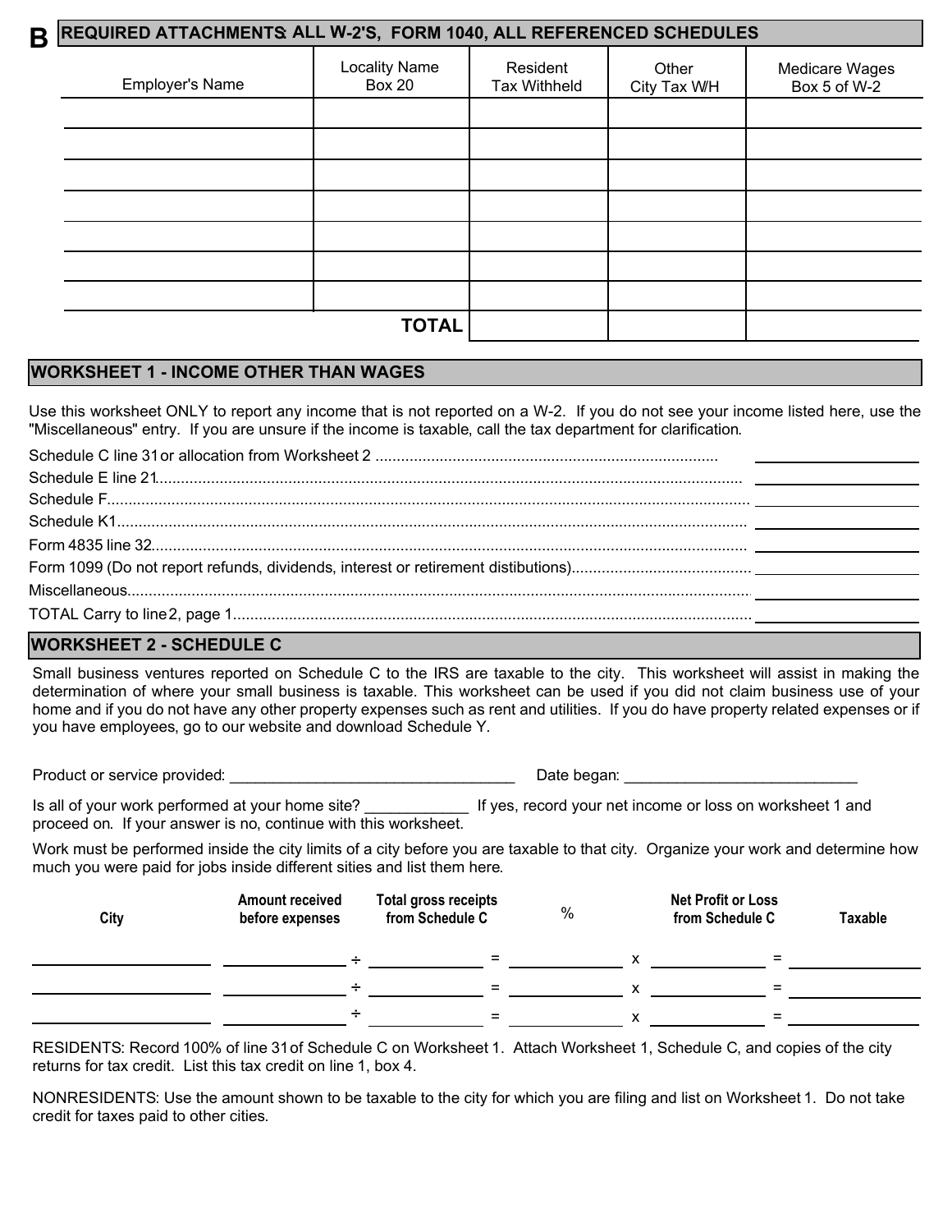## B REQUIRED ATTACHMENTS: ALL W-2'S, FORM 1040, ALL REFERENCED SCHEDULES

| Employer's Name | Locality Name Box 20 | Resident Tax Withheld | Other City Tax W/H | Medicare Wages Box 5 of W-2 |
|---|---|---|---|---|
| | | | | |
| | | | | |
| | | | | |
| | | | | |
| | | | | |
| | | | | |
| | | | | |
| | **TOTAL** | | | |

## WORKSHEET 1 - INCOME OTHER THAN WAGES

Use this worksheet ONLY to report any income that is not reported on a W-2. If you do not see your income listed here, use the "Miscellaneous" entry. If you are unsure if the income is taxable, call the tax department for clarification.

| | |
|---|---|
| Schedule C line 31 or allocation from Worksheet 2 | ________ |
| Schedule E line 21 | ________ |
| Schedule F | ________ |
| Schedule K1 | ________ |
| Form 4835 line 32 | ________ |
| Form 1099 (Do not report refunds, dividends, interest or retirement distibutions) | ________ |
| Miscellaneous | ________ |
| TOTAL Carry to line 2, page 1 | ________ |

## WORKSHEET 2 - SCHEDULE C

Small business ventures reported on Schedule C to the IRS are taxable to the city. This worksheet will assist in making the determination of where your small business is taxable. This worksheet can be used if you did not claim business use of your home and if you do not have any other property expenses such as rent and utilities. If you do have property related expenses or if you have employees, go to our website and download Schedule Y.

Product or service provided: ________________________________ Date began: __________________________

Is all of your work performed at your home site? ____________ If yes, record your net income or loss on worksheet 1 and proceed on. If your answer is no, continue with this worksheet.

Work must be performed inside the city limits of a city before you are taxable to that city. Organize your work and determine how much you were paid for jobs inside different sities and list them here.

| City | Amount received before expenses | ÷ | Total gross receipts from Schedule C | = | % | x | Net Profit or Loss from Schedule C | = | Taxable |
|---|---|---|---|---|---|---|---|---|---|
| | | ÷ | | = | | x | | = | |
| | | ÷ | | = | | x | | = | |
| | | ÷ | | = | | x | | = | |

RESIDENTS: Record 100% of line 31 of Schedule C on Worksheet 1. Attach Worksheet 1, Schedule C, and copies of the city returns for tax credit. List this tax credit on line 1, box 4.

NONRESIDENTS: Use the amount shown to be taxable to the city for which you are filing and list on Worksheet 1. Do not take credit for taxes paid to other cities.